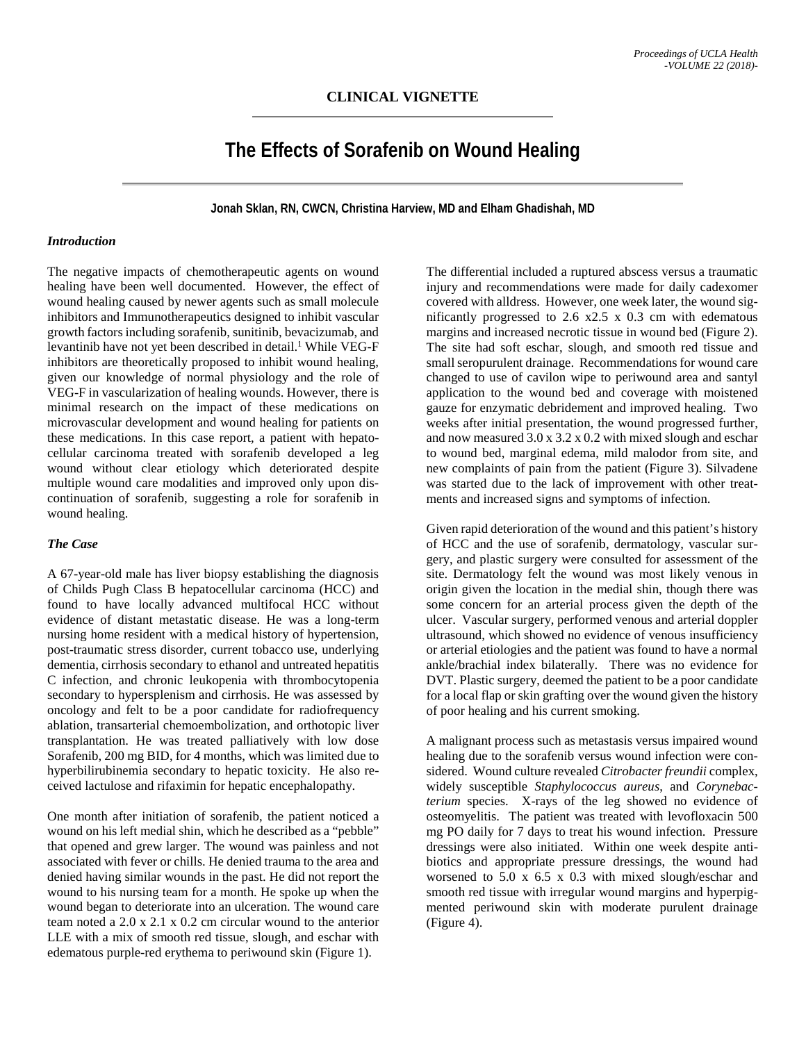CLINICAL VIGNETTE

# The Effects of Sorafenib on Wound Healing

**Jonah Sklan, RN, CWCN, Christina Harview, MD and Elham Ghadishah, MD**

### *Introduction*

The negative impacts of chemotherapeutic agents on wound healing have been well documented. However, the effect of wound healing caused by newer agents such as small molecule inhibitors and Immunotherapeutics designed to inhibit vascular growth factors including sorafenib, sunitinib, bevacizumab, and levantinib have not yet been described in detail.[1] While VEG-F inhibitors are theoretically proposed to inhibit wound healing, given our knowledge of normal physiology and the role of VEG-F in vascularization of healing wounds. However, there is minimal research on the impact of these medications on microvascular development and wound healing for patients on these medications. In this case report, a patient with hepatocellular carcinoma treated with sorafenib developed a leg wound without clear etiology which deteriorated despite multiple wound care modalities and improved only upon discontinuation of sorafenib, suggesting a role for sorafenib in wound healing.

### *The Case*

A 67-year-old male has liver biopsy establishing the diagnosis of Childs Pugh Class B hepatocellular carcinoma (HCC) and found to have locally advanced multifocal HCC without evidence of distant metastatic disease. He was a long-term nursing home resident with a medical history of hypertension, post-traumatic stress disorder, current tobacco use, underlying dementia, cirrhosis secondary to ethanol and untreated hepatitis C infection, and chronic leukopenia with thrombocytopenia secondary to hypersplenism and cirrhosis. He was assessed by oncology and felt to be a poor candidate for radiofrequency ablation, transarterial chemoembolization, and orthotopic liver transplantation. He was treated palliatively with low dose Sorafenib, 200 mg BID, for 4 months, which was limited due to hyperbilirubinemia secondary to hepatic toxicity. He also received lactulose and rifaximin for hepatic encephalopathy.

One month after initiation of sorafenib, the patient noticed a wound on his left medial shin, which he described as a "pebble" that opened and grew larger. The wound was painless and not associated with fever or chills. He denied trauma to the area and denied having similar wounds in the past. He did not report the wound to his nursing team for a month. He spoke up when the wound began to deteriorate into an ulceration. The wound care team noted a 2.0 x 2.1 x 0.2 cm circular wound to the anterior LLE with a mix of smooth red tissue, slough, and eschar with edematous purple-red erythema to periwound skin (Figure 1).

The differential included a ruptured abscess versus a traumatic injury and recommendations were made for daily cadexomer covered with alldress. However, one week later, the wound significantly progressed to 2.6 x2.5 x 0.3 cm with edematous margins and increased necrotic tissue in wound bed (Figure 2). The site had soft eschar, slough, and smooth red tissue and small seropurulent drainage. Recommendations for wound care changed to use of cavilon wipe to periwound area and santyl application to the wound bed and coverage with moistened gauze for enzymatic debridement and improved healing. Two weeks after initial presentation, the wound progressed further, and now measured 3.0 x 3.2 x 0.2 with mixed slough and eschar to wound bed, marginal edema, mild malodor from site, and new complaints of pain from the patient (Figure 3). Silvadene was started due to the lack of improvement with other treatments and increased signs and symptoms of infection.

Given rapid deterioration of the wound and this patient's history of HCC and the use of sorafenib, dermatology, vascular surgery, and plastic surgery were consulted for assessment of the site. Dermatology felt the wound was most likely venous in origin given the location in the medial shin, though there was some concern for an arterial process given the depth of the ulcer. Vascular surgery, performed venous and arterial doppler ultrasound, which showed no evidence of venous insufficiency or arterial etiologies and the patient was found to have a normal ankle/brachial index bilaterally. There was no evidence for DVT. Plastic surgery, deemed the patient to be a poor candidate for a local flap or skin grafting over the wound given the history of poor healing and his current smoking.

A malignant process such as metastasis versus impaired wound healing due to the sorafenib versus wound infection were considered. Wound culture revealed *Citrobacter freundii* complex, widely susceptible *Staphylococcus aureus*, and *Corynebacterium* species. X-rays of the leg showed no evidence of osteomyelitis. The patient was treated with levofloxacin 500 mg PO daily for 7 days to treat his wound infection. Pressure dressings were also initiated. Within one week despite antibiotics and appropriate pressure dressings, the wound had worsened to 5.0 x 6.5 x 0.3 with mixed slough/eschar and smooth red tissue with irregular wound margins and hyperpigmented periwound skin with moderate purulent drainage (Figure 4).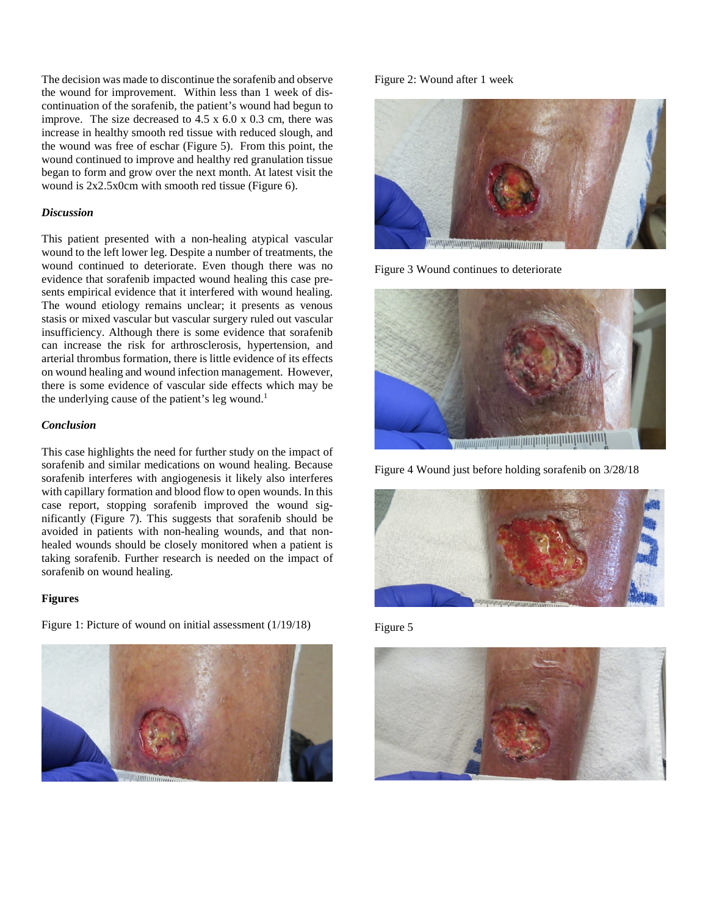The decision was made to discontinue the sorafenib and observe the wound for improvement. Within less than 1 week of discontinuation of the sorafenib, the patient's wound had begun to improve. The size decreased to 4.5 x 6.0 x 0.3 cm, there was increase in healthy smooth red tissue with reduced slough, and the wound was free of eschar (Figure 5). From this point, the wound continued to improve and healthy red granulation tissue began to form and grow over the next month. At latest visit the wound is 2x2.5x0cm with smooth red tissue (Figure 6).

### *Discussion*

This patient presented with a non-healing atypical vascular wound to the left lower leg. Despite a number of treatments, the wound continued to deteriorate. Even though there was no evidence that sorafenib impacted wound healing this case presents empirical evidence that it interfered with wound healing. The wound etiology remains unclear; it presents as venous stasis or mixed vascular but vascular surgery ruled out vascular insufficiency. Although there is some evidence that sorafenib can increase the risk for arthrosclerosis, hypertension, and arterial thrombus formation, there is little evidence of its effects on wound healing and wound infection management. However, there is some evidence of vascular side effects which may be the underlying cause of the patient's leg wound.[1]

### *Conclusion*

This case highlights the need for further study on the impact of sorafenib and similar medications on wound healing. Because sorafenib interferes with angiogenesis it likely also interferes with capillary formation and blood flow to open wounds. In this case report, stopping sorafenib improved the wound significantly (Figure 7). This suggests that sorafenib should be avoided in patients with non-healing wounds, and that non-healed wounds should be closely monitored when a patient is taking sorafenib. Further research is needed on the impact of sorafenib on wound healing.

### **Figures**

Figure 1: Picture of wound on initial assessment (1/19/18)

Figure 2: Wound after 1 week

Figure 3 Wound continues to deteriorate

Figure 4 Wound just before holding sorafenib on 3/28/18

Figure 5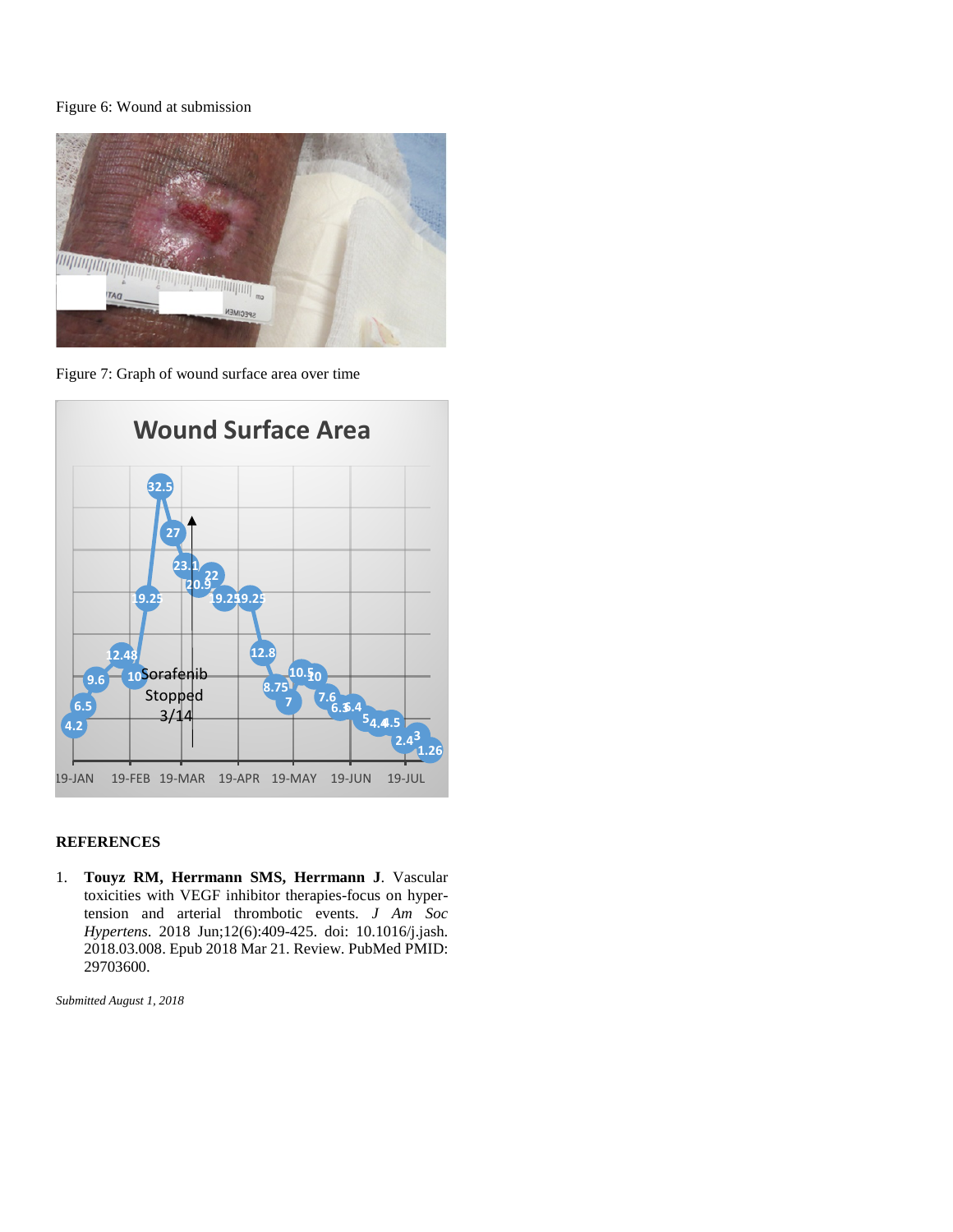Figure 6: Wound at submission

Figure 7: Graph of wound surface area over time

Wound Surface Area

32.5
27
23.1
22
20.9
19.25
19.25
19.25
12.48
12.8
9.6
10
Sorafenib Stopped 3/14
10.5
10
8.75
7.6
7
6.5
6.3
6.4
5
4.4
4.5
4.2
3
2.4
1.26

19-JAN 19-FEB 19-MAR 19-APR 19-MAY 19-JUN 19-JUL

## REFERENCES

1. **Touyz RM, Herrmann SMS, Herrmann J**. Vascular toxicities with VEGF inhibitor therapies-focus on hypertension and arterial thrombotic events. *J Am Soc Hypertens*. 2018 Jun;12(6):409-425. doi: 10.1016/j.jash.2018.03.008. Epub 2018 Mar 21. Review. PubMed PMID: 29703600.

*Submitted August 1, 2018*